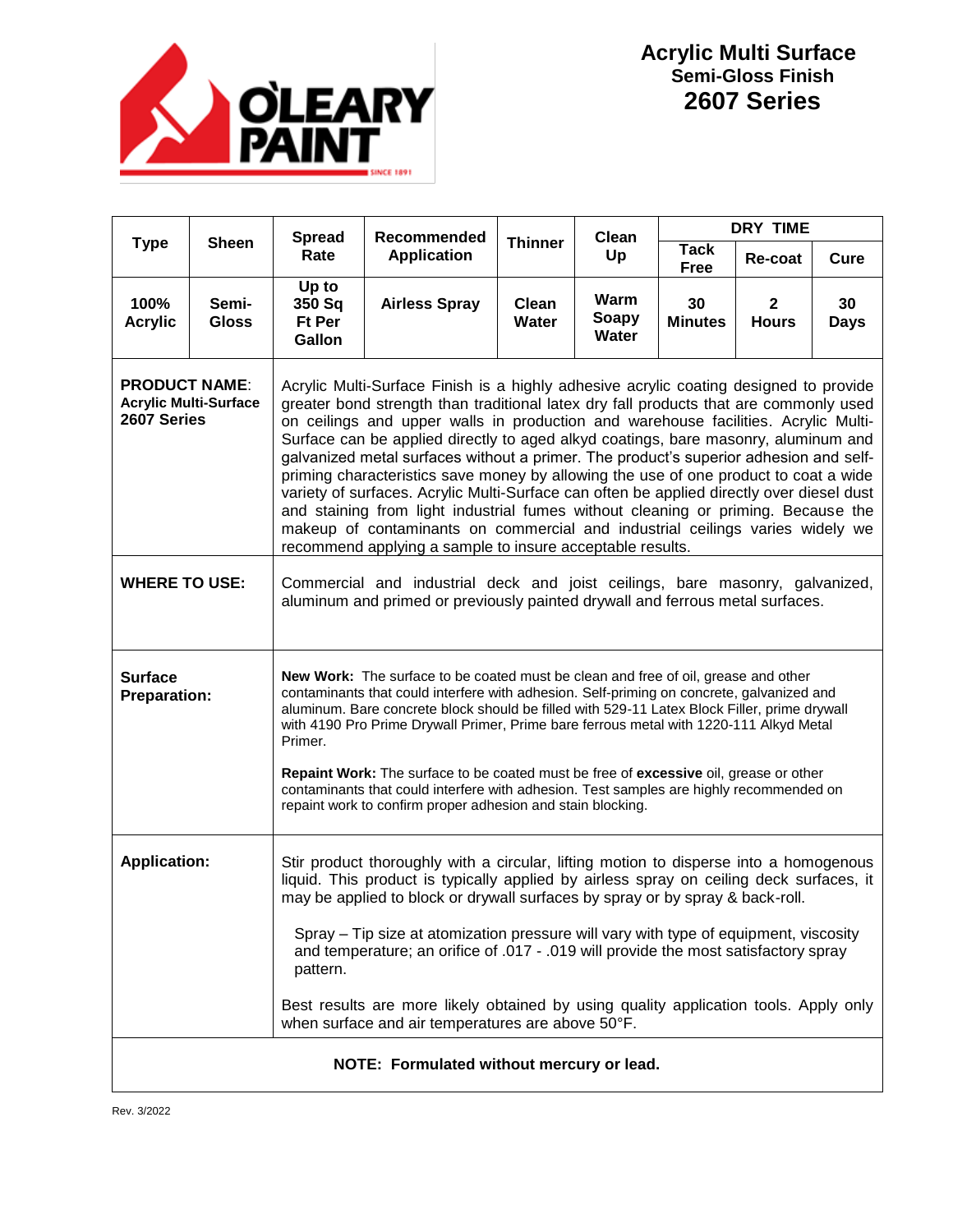# Acrylic Multi Surface
## Semi-Gloss Finish
## 2607 Series

| Type | Sheen | Spread Rate | Recommended Application | Thinner | Clean Up | DRY TIME | | |
|---|---|---|---|---|---|---|---|---|
| | | | | | | Tack Free | Re-coat | Cure |
| 100% Acrylic | Semi-Gloss | Up to 350 Sq Ft Per Gallon | Airless Spray | Clean Water | Warm Soapy Water | 30 Minutes | 2 Hours | 30 Days |

**PRODUCT NAME**: **Acrylic Multi-Surface 2607 Series**

Acrylic Multi-Surface Finish is a highly adhesive acrylic coating designed to provide greater bond strength than traditional latex dry fall products that are commonly used on ceilings and upper walls in production and warehouse facilities. Acrylic Multi-Surface can be applied directly to aged alkyd coatings, bare masonry, aluminum and galvanized metal surfaces without a primer. The product's superior adhesion and self-priming characteristics save money by allowing the use of one product to coat a wide variety of surfaces. Acrylic Multi-Surface can often be applied directly over diesel dust and staining from light industrial fumes without cleaning or priming. Because the makeup of contaminants on commercial and industrial ceilings varies widely we recommend applying a sample to insure acceptable results.

**WHERE TO USE:**

Commercial and industrial deck and joist ceilings, bare masonry, galvanized, aluminum and primed or previously painted drywall and ferrous metal surfaces.

**Surface Preparation:**

**New Work:** The surface to be coated must be clean and free of oil, grease and other contaminants that could interfere with adhesion. Self-priming on concrete, galvanized and aluminum. Bare concrete block should be filled with 529-11 Latex Block Filler, prime drywall with 4190 Pro Prime Drywall Primer, Prime bare ferrous metal with 1220-111 Alkyd Metal Primer.

**Repaint Work:** The surface to be coated must be free of **excessive** oil, grease or other contaminants that could interfere with adhesion. Test samples are highly recommended on repaint work to confirm proper adhesion and stain blocking.

**Application:**

Stir product thoroughly with a circular, lifting motion to disperse into a homogenous liquid. This product is typically applied by airless spray on ceiling deck surfaces, it may be applied to block or drywall surfaces by spray or by spray & back-roll.

Spray – Tip size at atomization pressure will vary with type of equipment, viscosity and temperature; an orifice of .017 - .019 will provide the most satisfactory spray pattern.

Best results are more likely obtained by using quality application tools. Apply only when surface and air temperatures are above 50°F.

**NOTE: Formulated without mercury or lead.**

Rev. 3/2022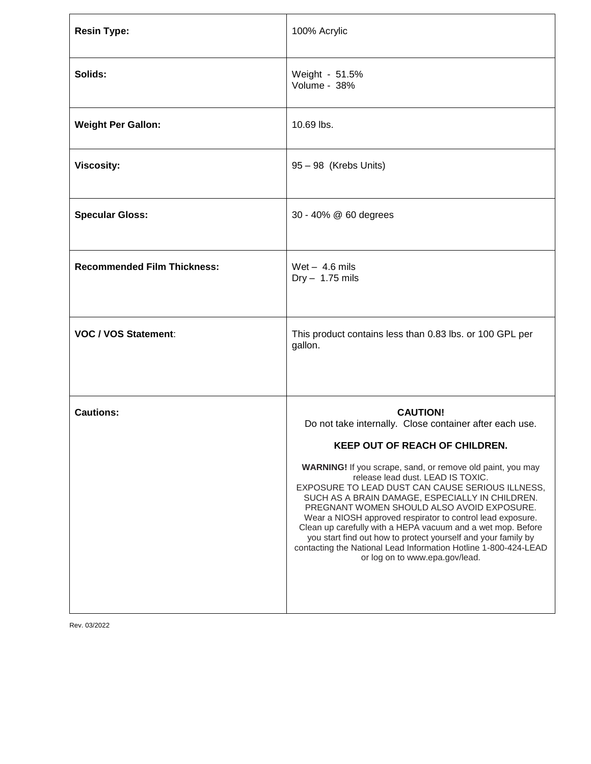| | |
|---|---|
| **Resin Type:** | 100% Acrylic |
| **Solids:** | Weight - 51.5%<br>Volume - 38% |
| **Weight Per Gallon:** | 10.69 lbs. |
| **Viscosity:** | 95 – 98 (Krebs Units) |
| **Specular Gloss:** | 30 - 40% @ 60 degrees |
| **Recommended Film Thickness:** | Wet – 4.6 mils<br>Dry – 1.75 mils |
| **VOC / VOS Statement**: | This product contains less than 0.83 lbs. or 100 GPL per gallon. |
| **Cautions:** | **CAUTION!**<br>Do not take internally. Close container after each use.<br><br>**KEEP OUT OF REACH OF CHILDREN.**<br><br>**WARNING!** If you scrape, sand, or remove old paint, you may release lead dust. LEAD IS TOXIC. EXPOSURE TO LEAD DUST CAN CAUSE SERIOUS ILLNESS, SUCH AS A BRAIN DAMAGE, ESPECIALLY IN CHILDREN. PREGNANT WOMEN SHOULD ALSO AVOID EXPOSURE. Wear a NIOSH approved respirator to control lead exposure. Clean up carefully with a HEPA vacuum and a wet mop. Before you start find out how to protect yourself and your family by contacting the National Lead Information Hotline 1-800-424-LEAD or log on to www.epa.gov/lead. |

Rev. 03/2022